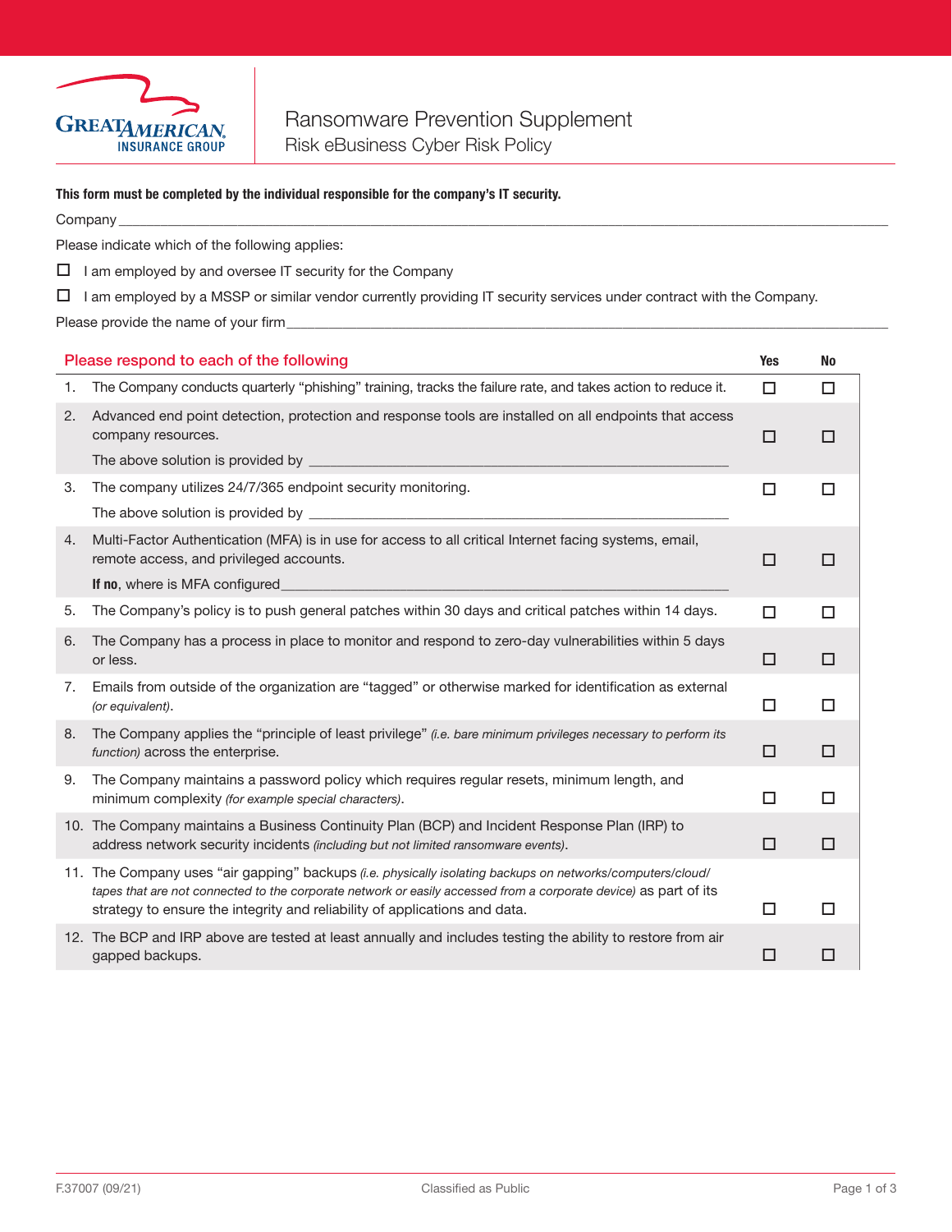# Ransomware Prevention Supplement

## Risk eBusiness Cyber Risk Policy

**This form must be completed by the individual responsible for the company's IT security.**

Company ____________________________________________________________

Please indicate which of the following applies:

☐ I am employed by and oversee IT security for the Company

☐ I am employed by a MSSP or similar vendor currently providing IT security services under contract with the Company.

Please provide the name of your firm ____________________________________________________________

| Please respond to each of the following | Yes | No |
|---|---|---|
| 1. The Company conducts quarterly "phishing" training, tracks the failure rate, and takes action to reduce it. | ☐ | ☐ |
| 2. Advanced end point detection, protection and response tools are installed on all endpoints that access company resources.<br>The above solution is provided by ______________________ | ☐ | ☐ |
| 3. The company utilizes 24/7/365 endpoint security monitoring.<br>The above solution is provided by ______________________ | ☐ | ☐ |
| 4. Multi-Factor Authentication (MFA) is in use for access to all critical Internet facing systems, email, remote access, and privileged accounts.<br>**If no**, where is MFA configured ______________________ | ☐ | ☐ |
| 5. The Company's policy is to push general patches within 30 days and critical patches within 14 days. | ☐ | ☐ |
| 6. The Company has a process in place to monitor and respond to zero-day vulnerabilities within 5 days or less. | ☐ | ☐ |
| 7. Emails from outside of the organization are "tagged" or otherwise marked for identification as external *(or equivalent)*. | ☐ | ☐ |
| 8. The Company applies the "principle of least privilege" *(i.e. bare minimum privileges necessary to perform its function)* across the enterprise. | ☐ | ☐ |
| 9. The Company maintains a password policy which requires regular resets, minimum length, and minimum complexity *(for example special characters)*. | ☐ | ☐ |
| 10. The Company maintains a Business Continuity Plan (BCP) and Incident Response Plan (IRP) to address network security incidents *(including but not limited ransomware events)*. | ☐ | ☐ |
| 11. The Company uses "air gapping" backups *(i.e. physically isolating backups on networks/computers/cloud/tapes that are not connected to the corporate network or easily accessed from a corporate device)* as part of its strategy to ensure the integrity and reliability of applications and data. | ☐ | ☐ |
| 12. The BCP and IRP above are tested at least annually and includes testing the ability to restore from air gapped backups. | ☐ | ☐ |

F.37007 (09/21) Classified as Public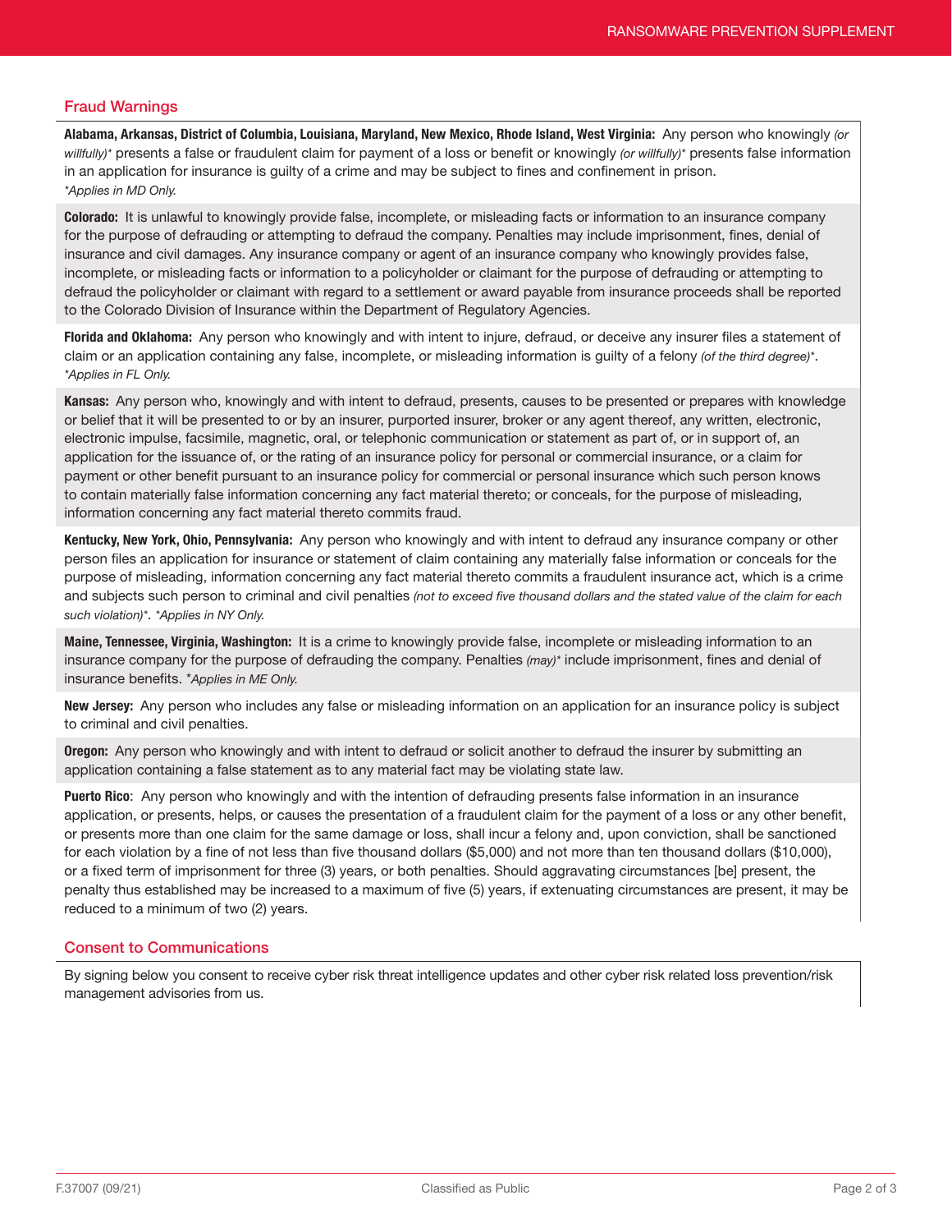## Fraud Warnings

**Alabama, Arkansas, District of Columbia, Louisiana, Maryland, New Mexico, Rhode Island, West Virginia:** Any person who knowingly *(or willfully)** presents a false or fraudulent claim for payment of a loss or benefit or knowingly *(or willfully)** presents false information in an application for insurance is guilty of a crime and may be subject to fines and confinement in prison.
**Applies in MD Only.*

**Colorado:** It is unlawful to knowingly provide false, incomplete, or misleading facts or information to an insurance company for the purpose of defrauding or attempting to defraud the company. Penalties may include imprisonment, fines, denial of insurance and civil damages. Any insurance company or agent of an insurance company who knowingly provides false, incomplete, or misleading facts or information to a policyholder or claimant for the purpose of defrauding or attempting to defraud the policyholder or claimant with regard to a settlement or award payable from insurance proceeds shall be reported to the Colorado Division of Insurance within the Department of Regulatory Agencies.

**Florida and Oklahoma:** Any person who knowingly and with intent to injure, defraud, or deceive any insurer files a statement of claim or an application containing any false, incomplete, or misleading information is guilty of a felony *(of the third degree)**.
**Applies in FL Only.*

**Kansas:** Any person who, knowingly and with intent to defraud, presents, causes to be presented or prepares with knowledge or belief that it will be presented to or by an insurer, purported insurer, broker or any agent thereof, any written, electronic, electronic impulse, facsimile, magnetic, oral, or telephonic communication or statement as part of, or in support of, an application for the issuance of, or the rating of an insurance policy for personal or commercial insurance, or a claim for payment or other benefit pursuant to an insurance policy for commercial or personal insurance which such person knows to contain materially false information concerning any fact material thereto; or conceals, for the purpose of misleading, information concerning any fact material thereto commits fraud.

**Kentucky, New York, Ohio, Pennsylvania:** Any person who knowingly and with intent to defraud any insurance company or other person files an application for insurance or statement of claim containing any materially false information or conceals for the purpose of misleading, information concerning any fact material thereto commits a fraudulent insurance act, which is a crime and subjects such person to criminal and civil penalties *(not to exceed five thousand dollars and the stated value of the claim for each such violation)**. **Applies in NY Only.*

**Maine, Tennessee, Virginia, Washington:** It is a crime to knowingly provide false, incomplete or misleading information to an insurance company for the purpose of defrauding the company. Penalties *(may)** include imprisonment, fines and denial of insurance benefits. **Applies in ME Only.*

**New Jersey:** Any person who includes any false or misleading information on an application for an insurance policy is subject to criminal and civil penalties.

**Oregon:** Any person who knowingly and with intent to defraud or solicit another to defraud the insurer by submitting an application containing a false statement as to any material fact may be violating state law.

**Puerto Rico**: Any person who knowingly and with the intention of defrauding presents false information in an insurance application, or presents, helps, or causes the presentation of a fraudulent claim for the payment of a loss or any other benefit, or presents more than one claim for the same damage or loss, shall incur a felony and, upon conviction, shall be sanctioned for each violation by a fine of not less than five thousand dollars ($5,000) and not more than ten thousand dollars ($10,000), or a fixed term of imprisonment for three (3) years, or both penalties. Should aggravating circumstances [be] present, the penalty thus established may be increased to a maximum of five (5) years, if extenuating circumstances are present, it may be reduced to a minimum of two (2) years.

## Consent to Communications

By signing below you consent to receive cyber risk threat intelligence updates and other cyber risk related loss prevention/risk management advisories from us.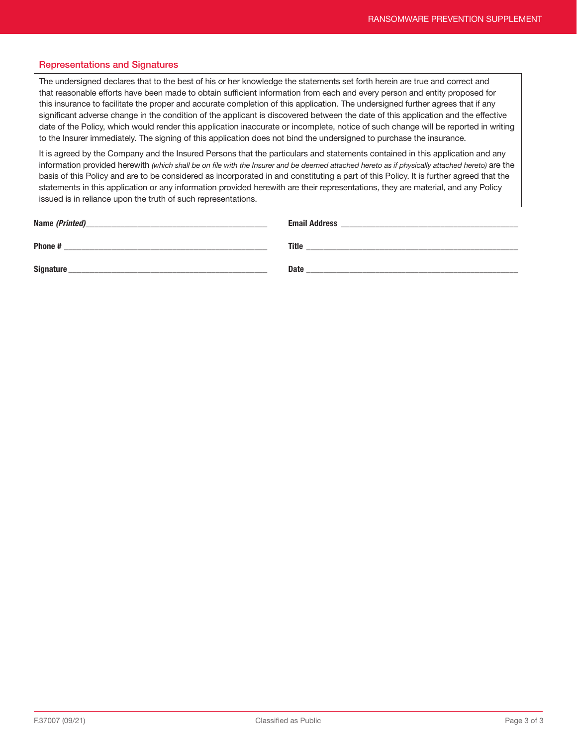## Representations and Signatures

The undersigned declares that to the best of his or her knowledge the statements set forth herein are true and correct and that reasonable efforts have been made to obtain sufficient information from each and every person and entity proposed for this insurance to facilitate the proper and accurate completion of this application. The undersigned further agrees that if any significant adverse change in the condition of the applicant is discovered between the date of this application and the effective date of the Policy, which would render this application inaccurate or incomplete, notice of such change will be reported in writing to the Insurer immediately. The signing of this application does not bind the undersigned to purchase the insurance.

It is agreed by the Company and the Insured Persons that the particulars and statements contained in this application and any information provided herewith *(which shall be on file with the Insurer and be deemed attached hereto as if physically attached hereto)* are the basis of this Policy and are to be considered as incorporated in and constituting a part of this Policy. It is further agreed that the statements in this application or any information provided herewith are their representations, they are material, and any Policy issued is in reliance upon the truth of such representations.

**Name *(Printed)***\_\_\_\_\_\_\_\_\_\_\_\_\_\_\_\_\_\_\_\_\_\_\_\_\_\_\_\_\_\_\_\_\_\_\_\_\_\_\_\_

**Email Address** \_\_\_\_\_\_\_\_\_\_\_\_\_\_\_\_\_\_\_\_\_\_\_\_\_\_\_\_\_\_\_\_\_\_\_\_\_\_\_\_

**Phone #** \_\_\_\_\_\_\_\_\_\_\_\_\_\_\_\_\_\_\_\_\_\_\_\_\_\_\_\_\_\_\_\_\_\_\_\_\_\_\_\_

**Title** \_\_\_\_\_\_\_\_\_\_\_\_\_\_\_\_\_\_\_\_\_\_\_\_\_\_\_\_\_\_\_\_\_\_\_\_\_\_\_\_

**Signature** \_\_\_\_\_\_\_\_\_\_\_\_\_\_\_\_\_\_\_\_\_\_\_\_\_\_\_\_\_\_\_\_\_\_\_\_\_\_\_\_

**Date** \_\_\_\_\_\_\_\_\_\_\_\_\_\_\_\_\_\_\_\_\_\_\_\_\_\_\_\_\_\_\_\_\_\_\_\_\_\_\_\_

F.37007 (09/21)

Classified as Public